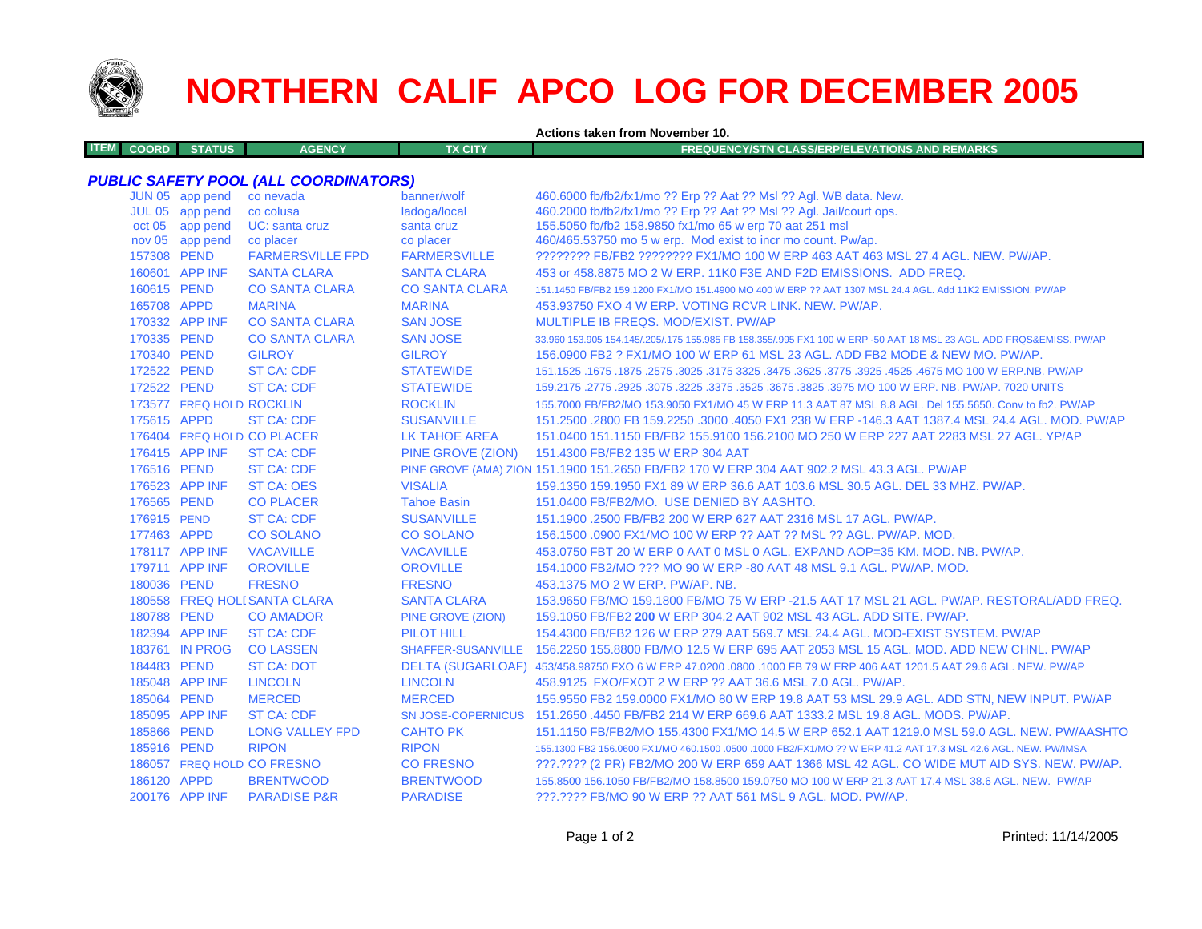# NORTHERN CALIF APCO LOG FOR DECEMBER 2005

**Actions taken from November 10.**

| ITEM | COORD | STATUS | AGENCY | TX CITY | FREQUENCY/STN CLASS/ERP/ELEVATIONS AND REMARKS |
|---|---|---|---|---|---|

### *PUBLIC SAFETY POOL (ALL COORDINATORS)*

| ITEM | COORD | STATUS | AGENCY | TX CITY | FREQUENCY/STN CLASS/ERP/ELEVATIONS AND REMARKS |
|---|---|---|---|---|---|
| | JUN 05 | app pend | co nevada | banner/wolf | 460.6000 fb/fb2/fx1/mo ?? Erp ?? Aat ?? Msl ?? Agl. WB data. New. |
| | JUL 05 | app pend | co colusa | ladoga/local | 460.2000 fb/fb2/fx1/mo ?? Erp ?? Aat ?? Msl ?? Agl. Jail/court ops. |
| | oct 05 | app pend | UC: santa cruz | santa cruz | 155.5050 fb/fb2 158.9850 fx1/mo 65 w erp 70 aat 251 msl |
| | nov 05 | app pend | co placer | co placer | 460/465.53750 mo 5 w erp. Mod exist to incr mo count. Pw/ap. |
| | 157308 | PEND | FARMERSVILLE FPD | FARMERSVILLE | ???????? FB/FB2 ???????? FX1/MO 100 W ERP 463 AAT 463 MSL 27.4 AGL. NEW. PW/AP. |
| | 160601 | APP INF | SANTA CLARA | SANTA CLARA | 453 or 458.8875 MO 2 W ERP. 11K0 F3E AND F2D EMISSIONS. ADD FREQ. |
| | 160615 | PEND | CO SANTA CLARA | CO SANTA CLARA | 151.1450 FB/FB2 159.1200 FX1/MO 151.4900 MO 400 W ERP ?? AAT 1307 MSL 24.4 AGL. Add 11K2 EMISSION. PW/AP |
| | 165708 | APPD | MARINA | MARINA | 453.93750 FXO 4 W ERP. VOTING RCVR LINK. NEW. PW/AP. |
| | 170332 | APP INF | CO SANTA CLARA | SAN JOSE | MULTIPLE IB FREQS. MOD/EXIST. PW/AP |
| | 170335 | PEND | CO SANTA CLARA | SAN JOSE | 33.960 153.905 154.145/.205/.175 155.985 FB 158.355/.995 FX1 100 W ERP -50 AAT 18 MSL 23 AGL. ADD FRQS&EMISS. PW/AP |
| | 170340 | PEND | GILROY | GILROY | 156.0900 FB2 ? FX1/MO 100 W ERP 61 MSL 23 AGL. ADD FB2 MODE & NEW MO. PW/AP. |
| | 172522 | PEND | ST CA: CDF | STATEWIDE | 151.1525 .1675 .1875 .2575 .3025 .3175 3325 .3475 .3625 .3775 .3925 .4525 .4675 MO 100 W ERP.NB. PW/AP |
| | 172522 | PEND | ST CA: CDF | STATEWIDE | 159.2175 .2775 .2925 .3075 .3225 .3375 .3525 .3675 .3825 .3975 MO 100 W ERP. NB. PW/AP. 7020 UNITS |
| | 173577 | FREQ HOLD | ROCKLIN | ROCKLIN | 155.7000 FB/FB2/MO 153.9050 FX1/MO 45 W ERP 11.3 AAT 87 MSL 8.8 AGL. Del 155.5650. Conv to fb2. PW/AP |
| | 175615 | APPD | ST CA: CDF | SUSANVILLE | 151.2500 .2800 FB 159.2250 .3000 .4050 FX1 238 W ERP -146.3 AAT 1387.4 MSL 24.4 AGL. MOD. PW/AP |
| | 176404 | FREQ HOLD | CO PLACER | LK TAHOE AREA | 151.0400 151.1150 FB/FB2 155.9100 156.2100 MO 250 W ERP 227 AAT 2283 MSL 27 AGL. YP/AP |
| | 176415 | APP INF | ST CA: CDF | PINE GROVE (ZION) | 151.4300 FB/FB2 135 W ERP 304 AAT |
| | 176516 | PEND | ST CA: CDF | PINE GROVE (AMA) ZION | 151.1900 151.2650 FB/FB2 170 W ERP 304 AAT 902.2 MSL 43.3 AGL. PW/AP |
| | 176523 | APP INF | ST CA: OES | VISALIA | 159.1350 159.1950 FX1 89 W ERP 36.6 AAT 103.6 MSL 30.5 AGL. DEL 33 MHZ. PW/AP. |
| | 176565 | PEND | CO PLACER | Tahoe Basin | 151.0400 FB/FB2/MO. USE DENIED BY AASHTO. |
| | 176915 | PEND | ST CA: CDF | SUSANVILLE | 151.1900 .2500 FB/FB2 200 W ERP 627 AAT 2316 MSL 17 AGL. PW/AP. |
| | 177463 | APPD | CO SOLANO | CO SOLANO | 156.1500 .0900 FX1/MO 100 W ERP ?? AAT ?? MSL ?? AGL. PW/AP. MOD. |
| | 178117 | APP INF | VACAVILLE | VACAVILLE | 453.0750 FBT 20 W ERP 0 AAT 0 MSL 0 AGL. EXPAND AOP=35 KM. MOD. NB. PW/AP. |
| | 179711 | APP INF | OROVILLE | OROVILLE | 154.1000 FB2/MO ??? MO 90 W ERP -80 AAT 48 MSL 9.1 AGL. PW/AP. MOD. |
| | 180036 | PEND | FRESNO | FRESNO | 453.1375 MO 2 W ERP. PW/AP. NB. |
| | 180558 | FREQ HOLD | SANTA CLARA | SANTA CLARA | 153.9650 FB/MO 159.1800 FB/MO 75 W ERP -21.5 AAT 17 MSL 21 AGL. PW/AP. RESTORAL/ADD FREQ. |
| | 180788 | PEND | CO AMADOR | PINE GROVE (ZION) | 159.1050 FB/FB2 **200** W ERP 304.2 AAT 902 MSL 43 AGL. ADD SITE. PW/AP. |
| | 182394 | APP INF | ST CA: CDF | PILOT HILL | 154.4300 FB/FB2 126 W ERP 279 AAT 569.7 MSL 24.4 AGL. MOD-EXIST SYSTEM. PW/AP |
| | 183761 | IN PROG | CO LASSEN | SHAFFER-SUSANVILLE | 156.2250 155.8800 FB/MO 12.5 W ERP 695 AAT 2053 MSL 15 AGL. MOD. ADD NEW CHNL. PW/AP |
| | 184483 | PEND | ST CA: DOT | DELTA (SUGARLOAF) | 453/458.98750 FXO 6 W ERP 47.0200 .0800 .1000 FB 79 W ERP 406 AAT 1201.5 AAT 29.6 AGL. NEW. PW/AP |
| | 185048 | APP INF | LINCOLN | LINCOLN | 458.9125 FXO/FXOT 2 W ERP ?? AAT 36.6 MSL 7.0 AGL. PW/AP. |
| | 185064 | PEND | MERCED | MERCED | 155.9550 FB2 159.0000 FX1/MO 80 W ERP 19.8 AAT 53 MSL 29.9 AGL. ADD STN, NEW INPUT. PW/AP |
| | 185095 | APP INF | ST CA: CDF | SN JOSE-COPERNICUS | 151.2650 .4450 FB/FB2 214 W ERP 669.6 AAT 1333.2 MSL 19.8 AGL. MODS. PW/AP. |
| | 185866 | PEND | LONG VALLEY FPD | CAHTO PK | 151.1150 FB/FB2/MO 155.4300 FX1/MO 14.5 W ERP 652.1 AAT 1219.0 MSL 59.0 AGL. NEW. PW/AASHTO |
| | 185916 | PEND | RIPON | RIPON | 155.1300 FB2 156.0600 FX1/MO 460.1500 .0500 .1000 FB2/FX1/MO ?? W ERP 41.2 AAT 17.3 MSL 42.6 AGL. NEW. PW/IMSA |
| | 186057 | FREQ HOLD | CO FRESNO | CO FRESNO | ???.???? (2 PR) FB2/MO 200 W ERP 659 AAT 1366 MSL 42 AGL. CO WIDE MUT AID SYS. NEW. PW/AP. |
| | 186120 | APPD | BRENTWOOD | BRENTWOOD | 155.8500 156.1050 FB/FB2/MO 158.8500 159.0750 MO 100 W ERP 21.3 AAT 17.4 MSL 38.6 AGL. NEW. PW/AP |
| | 200176 | APP INF | PARADISE P&R | PARADISE | ???.???? FB/MO 90 W ERP ?? AAT 561 MSL 9 AGL. MOD. PW/AP. |

Printed: 11/14/2005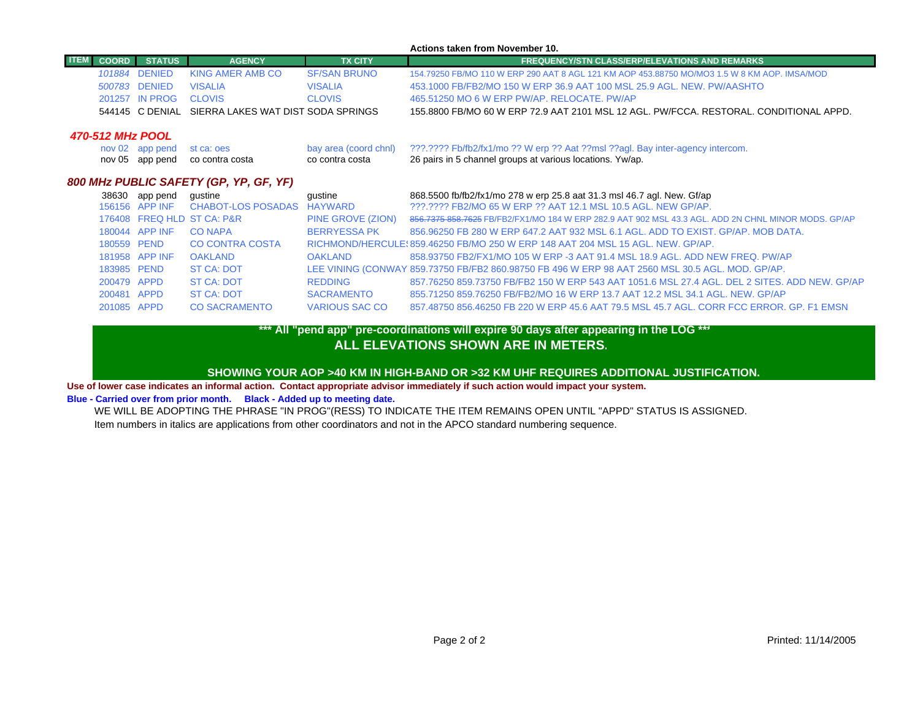**Actions taken from November 10.**

| ITEM | COORD | STATUS | AGENCY | TX CITY | FREQUENCY/STN CLASS/ERP/ELEVATIONS AND REMARKS |
|---|---|---|---|---|---|
| | *101884* | DENIED | KING AMER AMB CO | SF/SAN BRUNO | 154.79250 FB/MO 110 W ERP 290 AAT 8 AGL 121 KM AOP 453.88750 MO/MO3 1.5 W 8 KM AOP. IMSA/MOD |
| | *500783* | DENIED | VISALIA | VISALIA | 453.1000 FB/FB2/MO 150 W ERP 36.9 AAT 100 MSL 25.9 AGL. NEW. PW/AASHTO |
| | 201257 | IN PROG | CLOVIS | CLOVIS | 465.51250 MO 6 W ERP PW/AP. RELOCATE. PW/AP |
| | 544145 | C DENIAL | SIERRA LAKES WAT DIST | SODA SPRINGS | 155.8800 FB/MO 60 W ERP 72.9 AAT 2101 MSL 12 AGL. PW/FCCA. RESTORAL. CONDITIONAL APPD. |
| ***470-512 MHz POOL*** | | | | | |
| | nov 02 | app pend | st ca: oes | bay area (coord chnl) | ???.???? Fb/fb2/fx1/mo ?? W erp ?? Aat ??msl ??agl. Bay inter-agency intercom. |
| | nov 05 | app pend | co contra costa | co contra costa | 26 pairs in 5 channel groups at various locations. Yw/ap. |
| ***800 MHz PUBLIC SAFETY (GP, YP, GF, YF)*** | | | | | |
| | 38630 | app pend | gustine | gustine | 868.5500 fb/fb2/fx1/mo 278 w erp 25.8 aat 31.3 msl 46.7 agl. New. Gf/ap |
| | 156156 | APP INF | CHABOT-LOS POSADAS | HAYWARD | ???.???? FB2/MO 65 W ERP ?? AAT 12.1 MSL 10.5 AGL. NEW GP/AP. |
| | 176408 | FREQ HLD | ST CA: P&R | PINE GROVE (ZION) | ~~856.7375 858.7625~~ FB/FB2/FX1/MO 184 W ERP 282.9 AAT 902 MSL 43.3 AGL. ADD 2N CHNL MINOR MODS. GP/AP |
| | 180044 | APP INF | CO NAPA | BERRYESSA PK | 856.96250 FB 280 W ERP 647.2 AAT 932 MSL 6.1 AGL. ADD TO EXIST. GP/AP. MOB DATA. |
| | 180559 | PEND | CO CONTRA COSTA | RICHMOND/HERCULES | 859.46250 FB/MO 250 W ERP 148 AAT 204 MSL 15 AGL. NEW. GP/AP. |
| | 181958 | APP INF | OAKLAND | OAKLAND | 858.93750 FB2/FX1/MO 105 W ERP -3 AAT 91.4 MSL 18.9 AGL. ADD NEW FREQ. PW/AP |
| | 183985 | PEND | ST CA: DOT | LEE VINING (CONWAY | 859.73750 FB/FB2 860.98750 FB 496 W ERP 98 AAT 2560 MSL 30.5 AGL. MOD. GP/AP. |
| | 200479 | APPD | ST CA: DOT | REDDING | 857.76250 859.73750 FB/FB2 150 W ERP 543 AAT 1051.6 MSL 27.4 AGL. DEL 2 SITES. ADD NEW. GP/AP |
| | 200481 | APPD | ST CA: DOT | SACRAMENTO | 855.71250 859.76250 FB/FB2/MO 16 W ERP 13.7 AAT 12.2 MSL 34.1 AGL. NEW. GP/AP |
| | 201085 | APPD | CO SACRAMENTO | VARIOUS SAC CO | 857.48750 856.46250 FB 220 W ERP 45.6 AAT 79.5 MSL 45.7 AGL. CORR FCC ERROR. GP. F1 EMSN |

**\*\*\* All "pend app" pre-coordinations will expire 90 days after appearing in the LOG \*\*\***

**ALL ELEVATIONS SHOWN ARE IN METERS.**

**SHOWING YOUR AOP >40 KM IN HIGH-BAND OR >32 KM UHF REQUIRES ADDITIONAL JUSTIFICATION.**

**Use of lower case indicates an informal action. Contact appropriate advisor immediately if such action would impact your system.**

**Blue - Carried over from prior month. Black - Added up to meeting date.**

WE WILL BE ADOPTING THE PHRASE "IN PROG"(RESS) TO INDICATE THE ITEM REMAINS OPEN UNTIL "APPD" STATUS IS ASSIGNED.

Item numbers in italics are applications from other coordinators and not in the APCO standard numbering sequence.

Printed: 11/14/2005